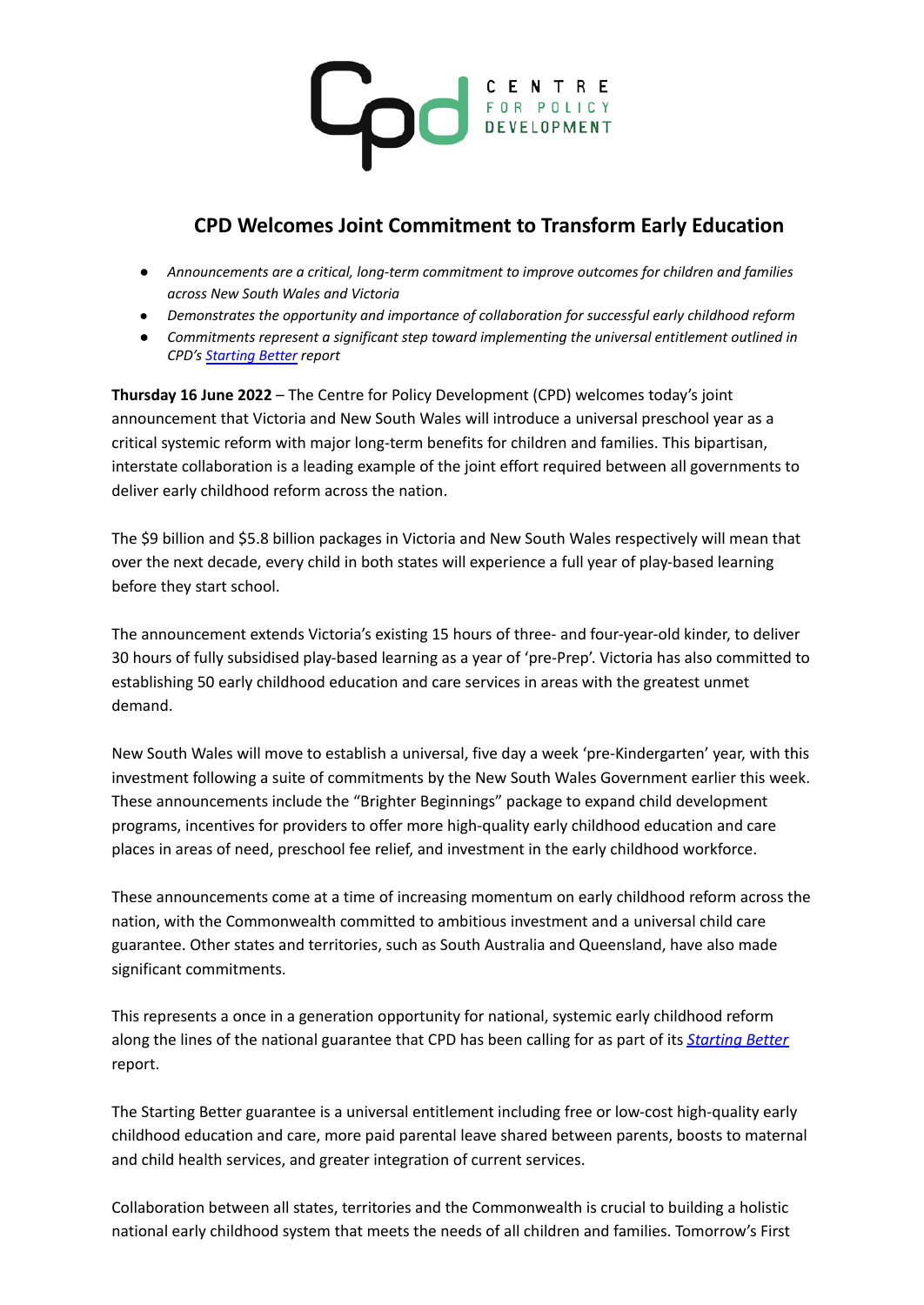# CPD Welcomes Joint Commitment to Transform Early Education

- *Announcements are a critical, long-term commitment to improve outcomes for children and families across New South Wales and Victoria*
- *Demonstrates the opportunity and importance of collaboration for successful early childhood reform*
- *Commitments represent a significant step toward implementing the universal entitlement outlined in CPD's [Starting Better]() report*

**Thursday 16 June 2022** – The Centre for Policy Development (CPD) welcomes today's joint announcement that Victoria and New South Wales will introduce a universal preschool year as a critical systemic reform with major long-term benefits for children and families. This bipartisan, interstate collaboration is a leading example of the joint effort required between all governments to deliver early childhood reform across the nation.

The $9 billion and $5.8 billion packages in Victoria and New South Wales respectively will mean that over the next decade, every child in both states will experience a full year of play-based learning before they start school.

The announcement extends Victoria's existing 15 hours of three- and four-year-old kinder, to deliver 30 hours of fully subsidised play-based learning as a year of 'pre-Prep'. Victoria has also committed to establishing 50 early childhood education and care services in areas with the greatest unmet demand.

New South Wales will move to establish a universal, five day a week 'pre-Kindergarten' year, with this investment following a suite of commitments by the New South Wales Government earlier this week. These announcements include the "Brighter Beginnings" package to expand child development programs, incentives for providers to offer more high-quality early childhood education and care places in areas of need, preschool fee relief, and investment in the early childhood workforce.

These announcements come at a time of increasing momentum on early childhood reform across the nation, with the Commonwealth committed to ambitious investment and a universal child care guarantee. Other states and territories, such as South Australia and Queensland, have also made significant commitments.

This represents a once in a generation opportunity for national, systemic early childhood reform along the lines of the national guarantee that CPD has been calling for as part of its ***[Starting Better]()*** report.

The Starting Better guarantee is a universal entitlement including free or low-cost high-quality early childhood education and care, more paid parental leave shared between parents, boosts to maternal and child health services, and greater integration of current services.

Collaboration between all states, territories and the Commonwealth is crucial to building a holistic national early childhood system that meets the needs of all children and families. Tomorrow's First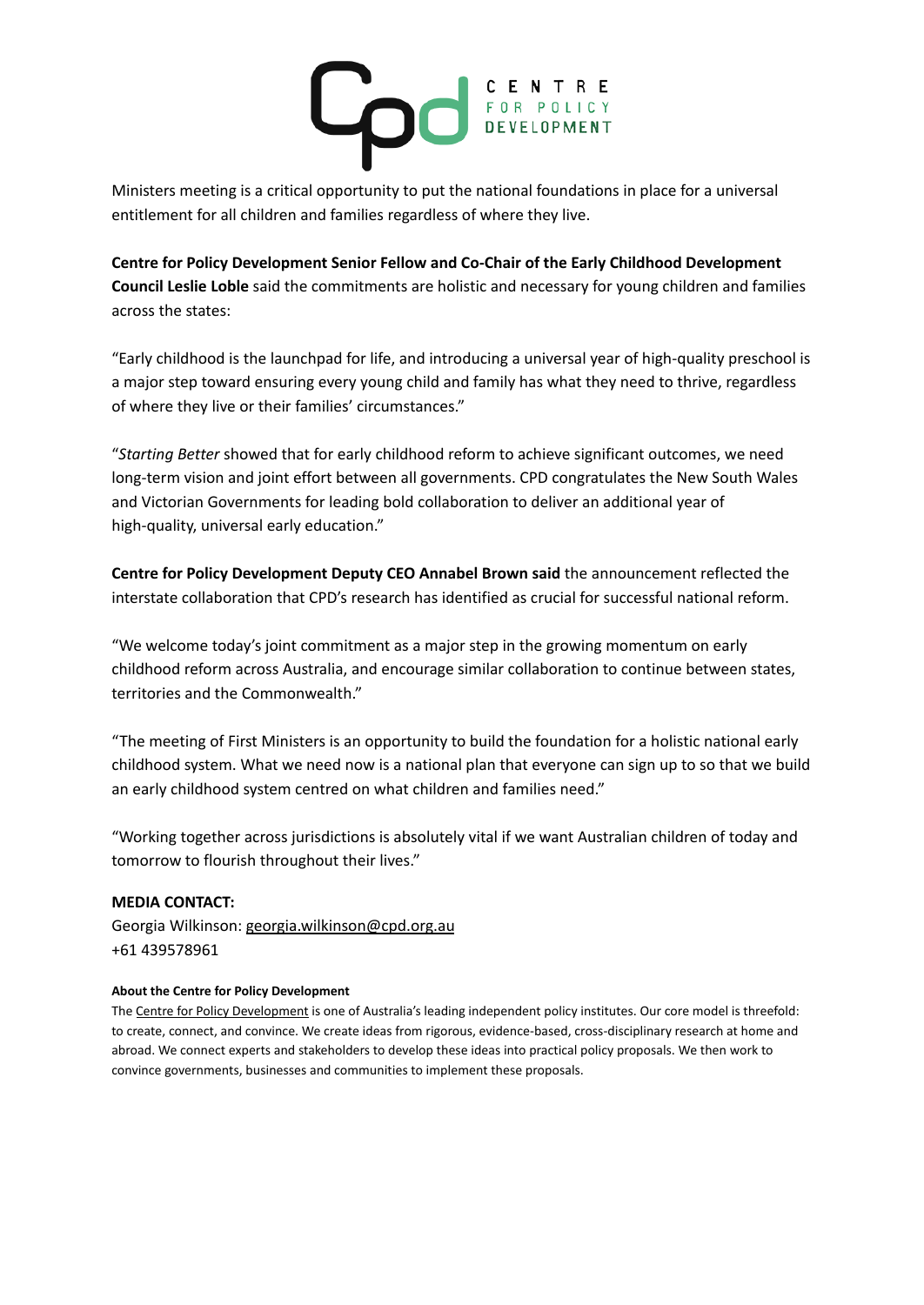Ministers meeting is a critical opportunity to put the national foundations in place for a universal entitlement for all children and families regardless of where they live.

**Centre for Policy Development Senior Fellow and Co-Chair of the Early Childhood Development Council Leslie Loble** said the commitments are holistic and necessary for young children and families across the states:

"Early childhood is the launchpad for life, and introducing a universal year of high-quality preschool is a major step toward ensuring every young child and family has what they need to thrive, regardless of where they live or their families' circumstances."

"*Starting Better* showed that for early childhood reform to achieve significant outcomes, we need long-term vision and joint effort between all governments. CPD congratulates the New South Wales and Victorian Governments for leading bold collaboration to deliver an additional year of high-quality, universal early education."

**Centre for Policy Development Deputy CEO Annabel Brown said** the announcement reflected the interstate collaboration that CPD's research has identified as crucial for successful national reform.

"We welcome today's joint commitment as a major step in the growing momentum on early childhood reform across Australia, and encourage similar collaboration to continue between states, territories and the Commonwealth."

"The meeting of First Ministers is an opportunity to build the foundation for a holistic national early childhood system. What we need now is a national plan that everyone can sign up to so that we build an early childhood system centred on what children and families need."

"Working together across jurisdictions is absolutely vital if we want Australian children of today and tomorrow to flourish throughout their lives."

**MEDIA CONTACT:**

Georgia Wilkinson: georgia.wilkinson@cpd.org.au
+61 439578961

**About the Centre for Policy Development**

The Centre for Policy Development is one of Australia's leading independent policy institutes. Our core model is threefold: to create, connect, and convince. We create ideas from rigorous, evidence-based, cross-disciplinary research at home and abroad. We connect experts and stakeholders to develop these ideas into practical policy proposals. We then work to convince governments, businesses and communities to implement these proposals.